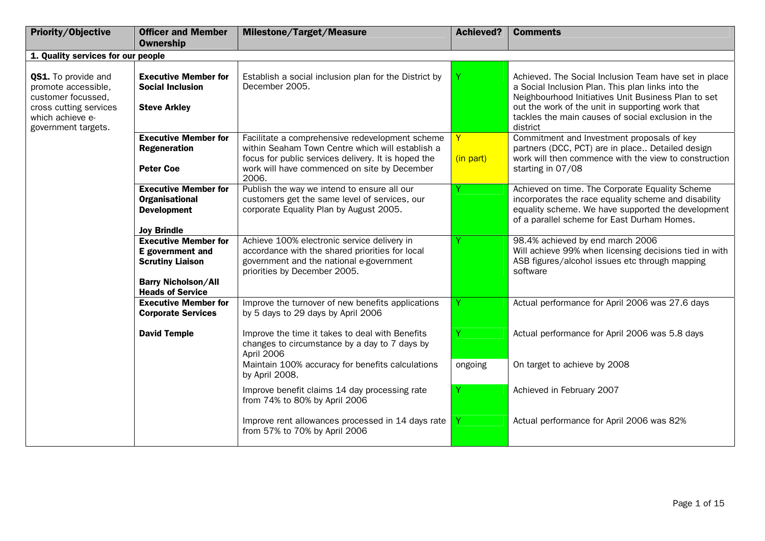| Priority/Objective | Officer and Member Ownership | Milestone/Target/Measure | Achieved? | Comments |
|---|---|---|---|---|
| **1. Quality services for our people** | | | | |
| **QS1.** To provide and promote accessible, customer focussed, cross cutting services which achieve e-government targets. | **Executive Member for Social Inclusion**<br><br>**Steve Arkley** | Establish a social inclusion plan for the District by December 2005. | Y | Achieved. The Social Inclusion Team have set in place a Social Inclusion Plan. This plan links into the Neighbourhood Initiatives Unit Business Plan to set out the work of the unit in supporting work that tackles the main causes of social exclusion in the district |
| | **Executive Member for Regeneration**<br><br>**Peter Coe** | Facilitate a comprehensive redevelopment scheme within Seaham Town Centre which will establish a focus for public services delivery. It is hoped the work will have commenced on site by December 2006. | Y<br><br>(in part) | Commitment and Investment proposals of key partners (DCC, PCT) are in place.. Detailed design work will then commence with the view to construction starting in 07/08 |
| | **Executive Member for Organisational Development**<br><br>**Joy Brindle** | Publish the way we intend to ensure all our customers get the same level of services, our corporate Equality Plan by August 2005. | Y | Achieved on time. The Corporate Equality Scheme incorporates the race equality scheme and disability equality scheme. We have supported the development of a parallel scheme for East Durham Homes. |
| | **Executive Member for E government and Scrutiny Liaison**<br><br>**Barry Nicholson/All Heads of Service** | Achieve 100% electronic service delivery in accordance with the shared priorities for local government and the national e-government priorities by December 2005. | Y | 98.4% achieved by end march 2006<br>Will achieve 99% when licensing decisions tied in with ASB figures/alcohol issues etc through mapping software |
| | **Executive Member for Corporate Services**<br><br>**David Temple** | Improve the turnover of new benefits applications by 5 days to 29 days by April 2006 | Y | Actual performance for April 2006 was 27.6 days |
| | | Improve the time it takes to deal with Benefits changes to circumstance by a day to 7 days by April 2006 | Y | Actual performance for April 2006 was 5.8 days |
| | | Maintain 100% accuracy for benefits calculations by April 2008. | ongoing | On target to achieve by 2008 |
| | | Improve benefit claims 14 day processing rate from 74% to 80% by April 2006 | Y | Achieved in February 2007 |
| | | Improve rent allowances processed in 14 days rate from 57% to 70% by April 2006 | Y | Actual performance for April 2006 was 82% |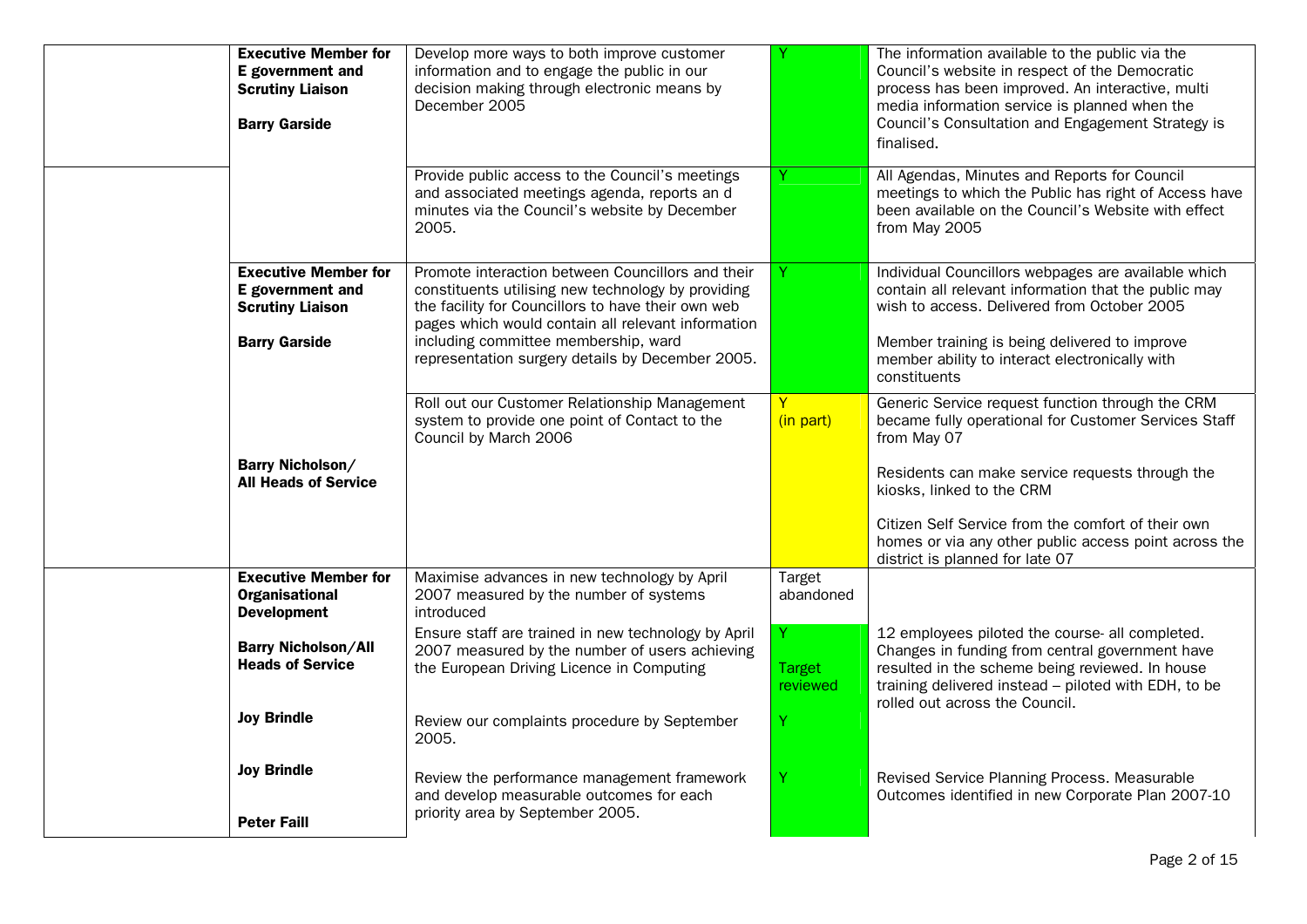| | | | | |
|---|---|---|---|---|
| | **Executive Member for E government and Scrutiny Liaison**<br><br>**Barry Garside** | Develop more ways to both improve customer information and to engage the public in our decision making through electronic means by December 2005 | Y | The information available to the public via the Council's website in respect of the Democratic process has been improved. An interactive, multi media information service is planned when the Council's Consultation and Engagement Strategy is finalised. |
| | | Provide public access to the Council's meetings and associated meetings agenda, reports an d minutes via the Council's website by December 2005. | Y | All Agendas, Minutes and Reports for Council meetings to which the Public has right of Access have been available on the Council's Website with effect from May 2005 |
| | **Executive Member for E government and Scrutiny Liaison**<br><br>**Barry Garside** | Promote interaction between Councillors and their constituents utilising new technology by providing the facility for Councillors to have their own web pages which would contain all relevant information including committee membership, ward representation surgery details by December 2005. | Y | Individual Councillors webpages are available which contain all relevant information that the public may wish to access. Delivered from October 2005<br><br>Member training is being delivered to improve member ability to interact electronically with constituents |
| | **Barry Nicholson/ All Heads of Service** | Roll out our Customer Relationship Management system to provide one point of Contact to the Council by March 2006 | Y (in part) | Generic Service request function through the CRM became fully operational for Customer Services Staff from May 07<br><br>Residents can make service requests through the kiosks, linked to the CRM<br><br>Citizen Self Service from the comfort of their own homes or via any other public access point across the district is planned for late 07 |
| | **Executive Member for Organisational Development** | Maximise advances in new technology by April 2007 measured by the number of systems introduced | Target abandoned | |
| | **Barry Nicholson/All Heads of Service** | Ensure staff are trained in new technology by April 2007 measured by the number of users achieving the European Driving Licence in Computing | Y<br><br>Target reviewed | 12 employees piloted the course- all completed. Changes in funding from central government have resulted in the scheme being reviewed. In house training delivered instead – piloted with EDH, to be rolled out across the Council. |
| | **Joy Brindle** | Review our complaints procedure by September 2005. | Y | |
| | **Joy Brindle**<br><br>**Peter Faill** | Review the performance management framework and develop measurable outcomes for each priority area by September 2005. | Y | Revised Service Planning Process. Measurable Outcomes identified in new Corporate Plan 2007-10 |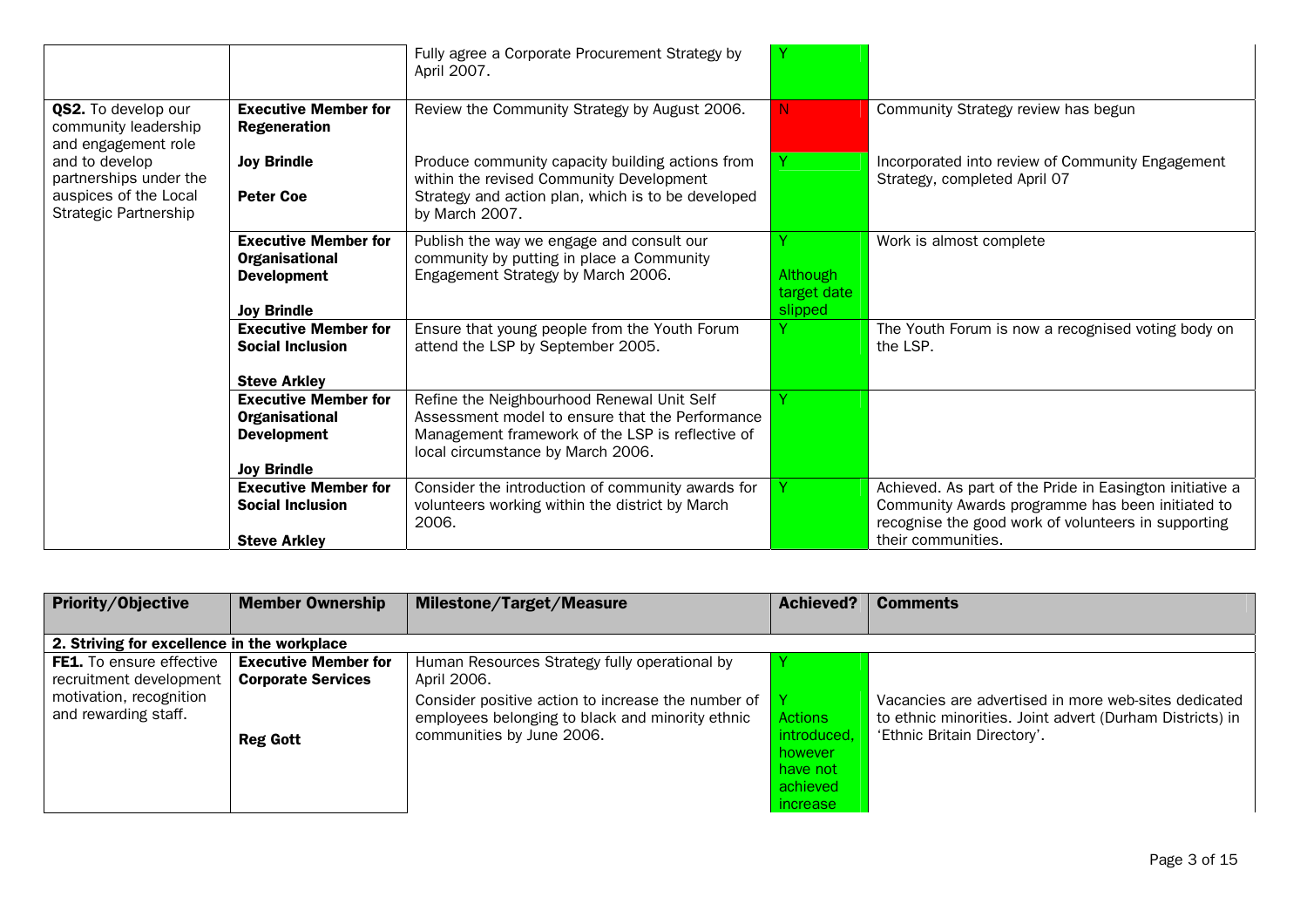| Priority/Objective | Member Ownership | Milestone/Target/Measure | Achieved? | Comments |
|---|---|---|---|---|
| | | Fully agree a Corporate Procurement Strategy by April 2007. | Y | |
| **QS2.** To develop our community leadership and engagement role and to develop partnerships under the auspices of the Local Strategic Partnership | **Executive Member for Regeneration** | Review the Community Strategy by August 2006. | N | Community Strategy review has begun |
| | **Joy Brindle**<br>**Peter Coe** | Produce community capacity building actions from within the revised Community Development Strategy and action plan, which is to be developed by March 2007. | Y | Incorporated into review of Community Engagement Strategy, completed April 07 |
| | **Executive Member for Organisational Development**<br>**Joy Brindle** | Publish the way we engage and consult our community by putting in place a Community Engagement Strategy by March 2006. | Y<br>Although target date slipped | Work is almost complete |
| | **Executive Member for Social Inclusion**<br>**Steve Arkley** | Ensure that young people from the Youth Forum attend the LSP by September 2005. | Y | The Youth Forum is now a recognised voting body on the LSP. |
| | **Executive Member for Organisational Development**<br>**Joy Brindle** | Refine the Neighbourhood Renewal Unit Self Assessment model to ensure that the Performance Management framework of the LSP is reflective of local circumstance by March 2006. | Y | |
| | **Executive Member for Social Inclusion**<br>**Steve Arkley** | Consider the introduction of community awards for volunteers working within the district by March 2006. | Y | Achieved. As part of the Pride in Easington initiative a Community Awards programme has been initiated to recognise the good work of volunteers in supporting their communities. |

| Priority/Objective | Member Ownership | Milestone/Target/Measure | Achieved? | Comments |
|---|---|---|---|---|
| **2. Striving for excellence in the workplace** | | | | |
| **FE1.** To ensure effective recruitment development motivation, recognition and rewarding staff. | **Executive Member for Corporate Services**<br>**Reg Gott** | Human Resources Strategy fully operational by April 2006. | Y | |
| | | Consider positive action to increase the number of employees belonging to black and minority ethnic communities by June 2006. | Y<br>Actions introduced, however have not achieved increase | Vacancies are advertised in more web-sites dedicated to ethnic minorities. Joint advert (Durham Districts) in 'Ethnic Britain Directory'. |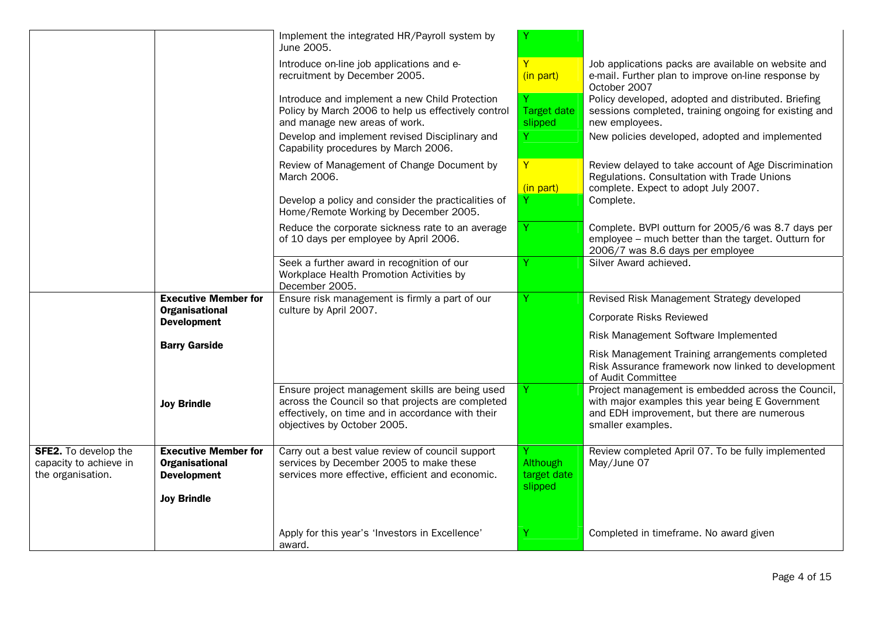| | | | | |
|---|---|---|---|---|
| | | Implement the integrated HR/Payroll system by June 2005. | Y | |
| | | Introduce on-line job applications and e-recruitment by December 2005. | Y (in part) | Job applications packs are available on website and e-mail. Further plan to improve on-line response by October 2007 |
| | | Introduce and implement a new Child Protection Policy by March 2006 to help us effectively control and manage new areas of work. | Y Target date slipped | Policy developed, adopted and distributed. Briefing sessions completed, training ongoing for existing and new employees. |
| | | Develop and implement revised Disciplinary and Capability procedures by March 2006. | Y | New policies developed, adopted and implemented |
| | | Review of Management of Change Document by March 2006. | Y (in part) | Review delayed to take account of Age Discrimination Regulations. Consultation with Trade Unions complete. Expect to adopt July 2007. |
| | | Develop a policy and consider the practicalities of Home/Remote Working by December 2005. | Y | Complete. |
| | | Reduce the corporate sickness rate to an average of 10 days per employee by April 2006. | Y | Complete. BVPI outturn for 2005/6 was 8.7 days per employee – much better than the target. Outturn for 2006/7 was 8.6 days per employee |
| | | Seek a further award in recognition of our Workplace Health Promotion Activities by December 2005. | Y | Silver Award achieved. |
| | **Executive Member for Organisational Development**<br><br>**Barry Garside** | Ensure risk management is firmly a part of our culture by April 2007. | Y | Revised Risk Management Strategy developed<br><br>Corporate Risks Reviewed<br><br>Risk Management Software Implemented<br><br>Risk Management Training arrangements completed Risk Assurance framework now linked to development of Audit Committee |
| | **Joy Brindle** | Ensure project management skills are being used across the Council so that projects are completed effectively, on time and in accordance with their objectives by October 2005. | Y | Project management is embedded across the Council, with major examples this year being E Government and EDH improvement, but there are numerous smaller examples. |
| **SFE2.** To develop the capacity to achieve in the organisation. | **Executive Member for Organisational Development**<br><br>**Joy Brindle** | Carry out a best value review of council support services by December 2005 to make these services more effective, efficient and economic. | Y Although target date slipped | Review completed April 07. To be fully implemented May/June 07 |
| | | Apply for this year's 'Investors in Excellence' award. | Y | Completed in timeframe. No award given |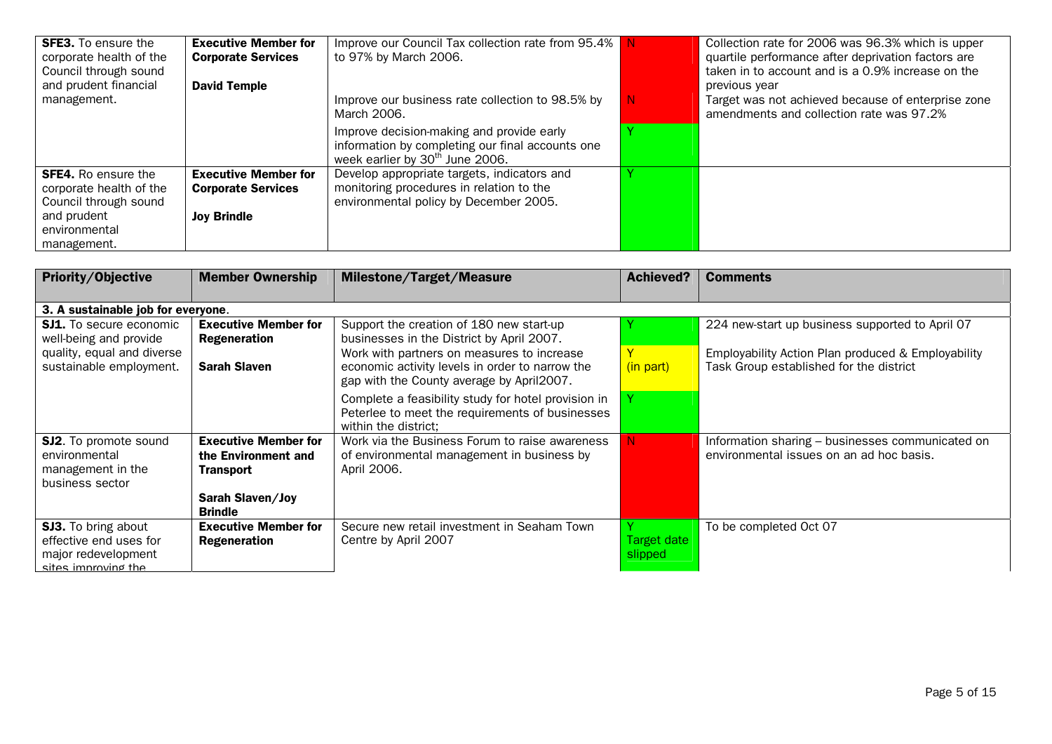| Priority/Objective | Member Ownership | Milestone/Target/Measure | Achieved? | Comments |
|---|---|---|---|---|
| **SFE3.** To ensure the corporate health of the Council through sound and prudent financial management. | **Executive Member for Corporate Services**<br><br>**David Temple** | Improve our Council Tax collection rate from 95.4% to 97% by March 2006. | N | Collection rate for 2006 was 96.3% which is upper quartile performance after deprivation factors are taken in to account and is a 0.9% increase on the previous year |
| | | Improve our business rate collection to 98.5% by March 2006. | N | Target was not achieved because of enterprise zone amendments and collection rate was 97.2% |
| | | Improve decision-making and provide early information by completing our final accounts one week earlier by 30th June 2006. | Y | |
| **SFE4.** Ro ensure the corporate health of the Council through sound and prudent environmental management. | **Executive Member for Corporate Services**<br><br>**Joy Brindle** | Develop appropriate targets, indicators and monitoring procedures in relation to the environmental policy by December 2005. | Y | |

| **Priority/Objective** | **Member Ownership** | **Milestone/Target/Measure** | **Achieved?** | **Comments** |
|---|---|---|---|---|
| **3. A sustainable job for everyone**. | | | | |
| **SJ1.** To secure economic well-being and provide quality, equal and diverse sustainable employment. | **Executive Member for Regeneration**<br><br>**Sarah Slaven** | Support the creation of 180 new start-up businesses in the District by April 2007. | Y | 224 new-start up business supported to April 07 |
| | | Work with partners on measures to increase economic activity levels in order to narrow the gap with the County average by April2007. | Y (in part) | Employability Action Plan produced & Employability Task Group established for the district |
| | | Complete a feasibility study for hotel provision in Peterlee to meet the requirements of businesses within the district; | Y | |
| **SJ2**. To promote sound environmental management in the business sector | **Executive Member for the Environment and Transport**<br><br>**Sarah Slaven/Joy Brindle** | Work via the Business Forum to raise awareness of environmental management in business by April 2006. | N | Information sharing – businesses communicated on environmental issues on an ad hoc basis. |
| **SJ3.** To bring about effective end uses for major redevelopment sites improving the | **Executive Member for Regeneration** | Secure new retail investment in Seaham Town Centre by April 2007 | Y Target date slipped | To be completed Oct 07 |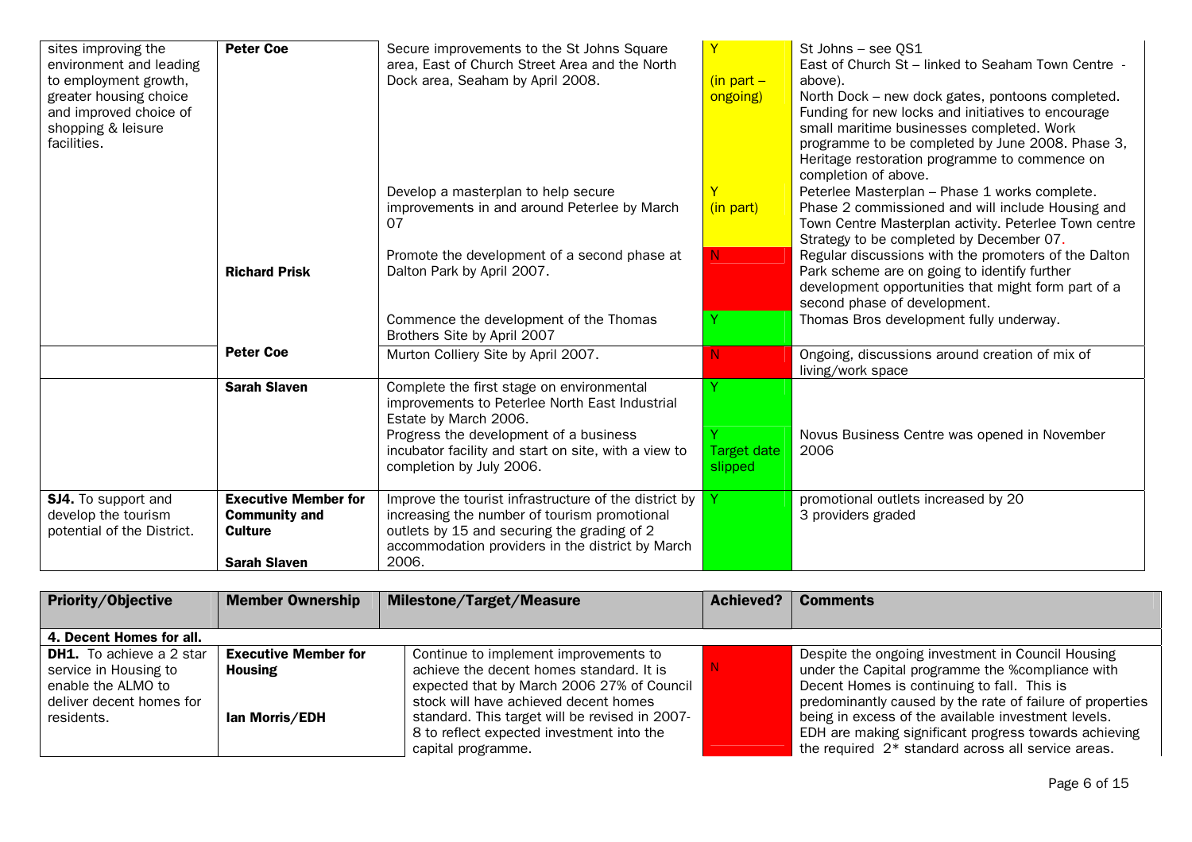| | | | | |
|---|---|---|---|---|
| sites improving the environment and leading to employment growth, greater housing choice and improved choice of shopping & leisure facilities. | **Peter Coe** | Secure improvements to the St Johns Square area, East of Church Street Area and the North Dock area, Seaham by April 2008. | Y (in part – ongoing) | St Johns – see QS1<br>East of Church St – linked to Seaham Town Centre - above).<br>North Dock – new dock gates, pontoons completed. Funding for new locks and initiatives to encourage small maritime businesses completed. Work programme to be completed by June 2008. Phase 3, Heritage restoration programme to commence on completion of above. |
| | | Develop a masterplan to help secure improvements in and around Peterlee by March 07 | Y (in part) | Peterlee Masterplan – Phase 1 works complete. Phase 2 commissioned and will include Housing and Town Centre Masterplan activity. Peterlee Town centre Strategy to be completed by December 07. |
| | **Richard Prisk** | Promote the development of a second phase at Dalton Park by April 2007. | N | Regular discussions with the promoters of the Dalton Park scheme are on going to identify further development opportunities that might form part of a second phase of development. |
| | | Commence the development of the Thomas Brothers Site by April 2007 | Y | Thomas Bros development fully underway. |
| | **Peter Coe** | Murton Colliery Site by April 2007. | N | Ongoing, discussions around creation of mix of living/work space |
| | **Sarah Slaven** | Complete the first stage on environmental improvements to Peterlee North East Industrial Estate by March 2006. | Y | |
| | | Progress the development of a business incubator facility and start on site, with a view to completion by July 2006. | Y Target date slipped | Novus Business Centre was opened in November 2006 |
| **SJ4.** To support and develop the tourism potential of the District. | **Executive Member for Community and Culture**<br><br>**Sarah Slaven** | Improve the tourist infrastructure of the district by increasing the number of tourism promotional outlets by 15 and securing the grading of 2 accommodation providers in the district by March 2006. | Y | promotional outlets increased by 20<br>3 providers graded |

| Priority/Objective | Member Ownership | Milestone/Target/Measure | Achieved? | Comments |
|---|---|---|---|---|
| **4. Decent Homes for all.** | | | | |
| **DH1.** To achieve a 2 star service in Housing to enable the ALMO to deliver decent homes for residents. | **Executive Member for Housing**<br><br>**Ian Morris/EDH** | Continue to implement improvements to achieve the decent homes standard. It is expected that by March 2006 27% of Council stock will have achieved decent homes standard. This target will be revised in 2007-8 to reflect expected investment into the capital programme. | N | Despite the ongoing investment in Council Housing under the Capital programme the %compliance with Decent Homes is continuing to fall. This is predominantly caused by the rate of failure of properties being in excess of the available investment levels. EDH are making significant progress towards achieving the required 2* standard across all service areas. |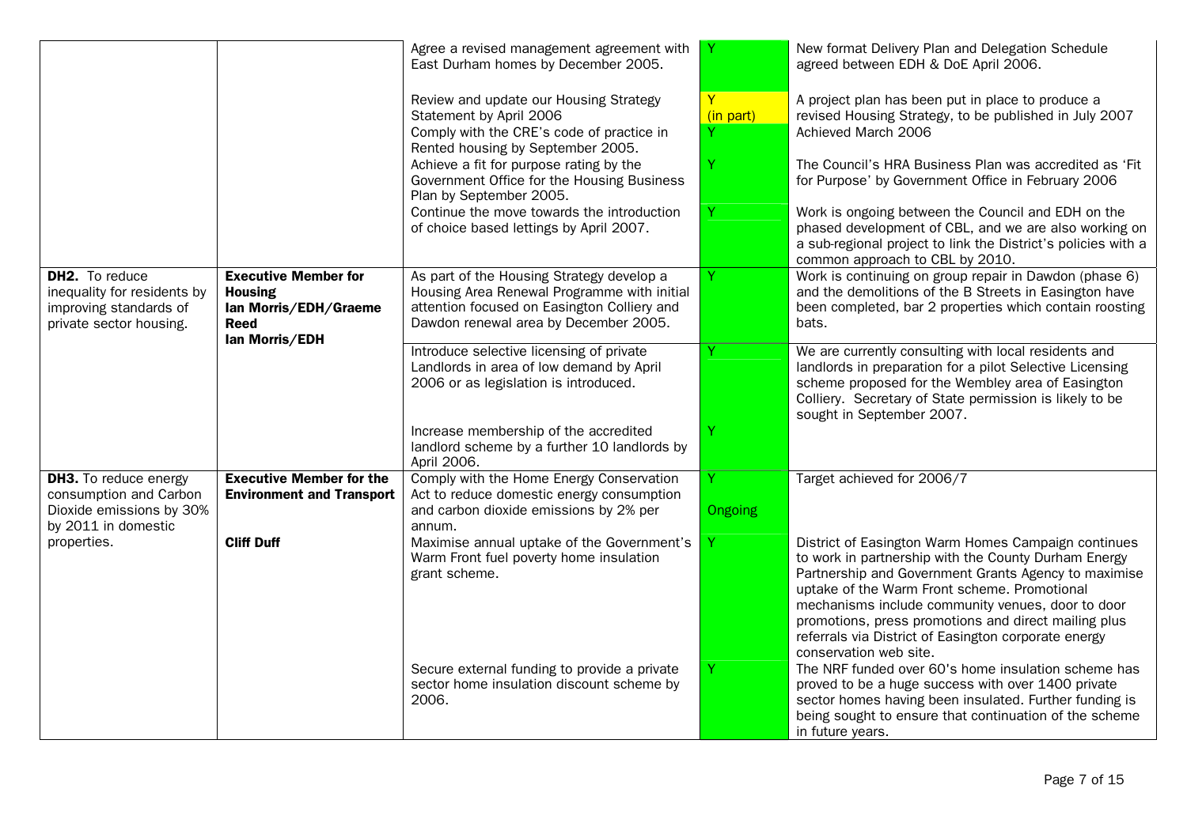| | | | | |
|---|---|---|---|---|
| | | Agree a revised management agreement with East Durham homes by December 2005. | Y | New format Delivery Plan and Delegation Schedule agreed between EDH & DoE April 2006. |
| | | Review and update our Housing Strategy Statement by April 2006 | Y (in part) | A project plan has been put in place to produce a revised Housing Strategy, to be published in July 2007 |
| | | Comply with the CRE's code of practice in Rented housing by September 2005. | Y | Achieved March 2006 |
| | | Achieve a fit for purpose rating by the Government Office for the Housing Business Plan by September 2005. | Y | The Council's HRA Business Plan was accredited as 'Fit for Purpose' by Government Office in February 2006 |
| | | Continue the move towards the introduction of choice based lettings by April 2007. | Y | Work is ongoing between the Council and EDH on the phased development of CBL, and we are also working on a sub-regional project to link the District's policies with a common approach to CBL by 2010. |
| **DH2.** To reduce inequality for residents by improving standards of private sector housing. | **Executive Member for Housing** **Ian Morris/EDH/Graeme Reed** | As part of the Housing Strategy develop a Housing Area Renewal Programme with initial attention focused on Easington Colliery and Dawdon renewal area by December 2005. | Y | Work is continuing on group repair in Dawdon (phase 6) and the demolitions of the B Streets in Easington have been completed, bar 2 properties which contain roosting bats. |
| | **Ian Morris/EDH** | Introduce selective licensing of private Landlords in area of low demand by April 2006 or as legislation is introduced. | Y | We are currently consulting with local residents and landlords in preparation for a pilot Selective Licensing scheme proposed for the Wembley area of Easington Colliery. Secretary of State permission is likely to be sought in September 2007. |
| | | Increase membership of the accredited landlord scheme by a further 10 landlords by April 2006. | Y | |
| **DH3.** To reduce energy consumption and Carbon Dioxide emissions by 30% by 2011 in domestic properties. | **Executive Member for the Environment and Transport** | Comply with the Home Energy Conservation Act to reduce domestic energy consumption and carbon dioxide emissions by 2% per annum. | Y Ongoing | Target achieved for 2006/7 |
| | **Cliff Duff** | Maximise annual uptake of the Government's Warm Front fuel poverty home insulation grant scheme. | Y | District of Easington Warm Homes Campaign continues to work in partnership with the County Durham Energy Partnership and Government Grants Agency to maximise uptake of the Warm Front scheme. Promotional mechanisms include community venues, door to door promotions, press promotions and direct mailing plus referrals via District of Easington corporate energy conservation web site. |
| | | Secure external funding to provide a private sector home insulation discount scheme by 2006. | Y | The NRF funded over 60's home insulation scheme has proved to be a huge success with over 1400 private sector homes having been insulated. Further funding is being sought to ensure that continuation of the scheme in future years. |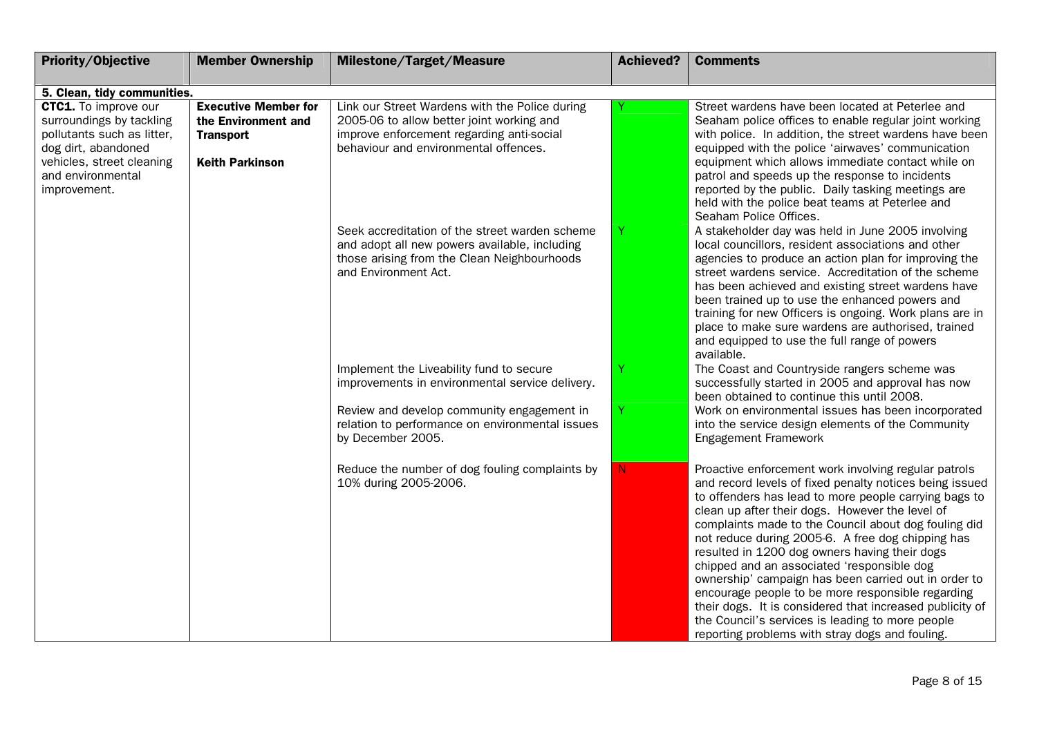| Priority/Objective | Member Ownership | Milestone/Target/Measure | Achieved? | Comments |
|---|---|---|---|---|
| **5. Clean, tidy communities.** | | | | |
| **CTC1.** To improve our surroundings by tackling pollutants such as litter, dog dirt, abandoned vehicles, street cleaning and environmental improvement. | **Executive Member for the Environment and Transport** **Keith Parkinson** | Link our Street Wardens with the Police during 2005-06 to allow better joint working and improve enforcement regarding anti-social behaviour and environmental offences. | Y | Street wardens have been located at Peterlee and Seaham police offices to enable regular joint working with police. In addition, the street wardens have been equipped with the police 'airwaves' communication equipment which allows immediate contact while on patrol and speeds up the response to incidents reported by the public. Daily tasking meetings are held with the police beat teams at Peterlee and Seaham Police Offices. |
| | | Seek accreditation of the street warden scheme and adopt all new powers available, including those arising from the Clean Neighbourhoods and Environment Act. | Y | A stakeholder day was held in June 2005 involving local councillors, resident associations and other agencies to produce an action plan for improving the street wardens service. Accreditation of the scheme has been achieved and existing street wardens have been trained up to use the enhanced powers and training for new Officers is ongoing. Work plans are in place to make sure wardens are authorised, trained and equipped to use the full range of powers available. |
| | | Implement the Liveability fund to secure improvements in environmental service delivery. | Y | The Coast and Countryside rangers scheme was successfully started in 2005 and approval has now been obtained to continue this until 2008. |
| | | Review and develop community engagement in relation to performance on environmental issues by December 2005. | Y | Work on environmental issues has been incorporated into the service design elements of the Community Engagement Framework |
| | | Reduce the number of dog fouling complaints by 10% during 2005-2006. | N | Proactive enforcement work involving regular patrols and record levels of fixed penalty notices being issued to offenders has lead to more people carrying bags to clean up after their dogs. However the level of complaints made to the Council about dog fouling did not reduce during 2005-6. A free dog chipping has resulted in 1200 dog owners having their dogs chipped and an associated 'responsible dog ownership' campaign has been carried out in order to encourage people to be more responsible regarding their dogs. It is considered that increased publicity of the Council's services is leading to more people reporting problems with stray dogs and fouling. |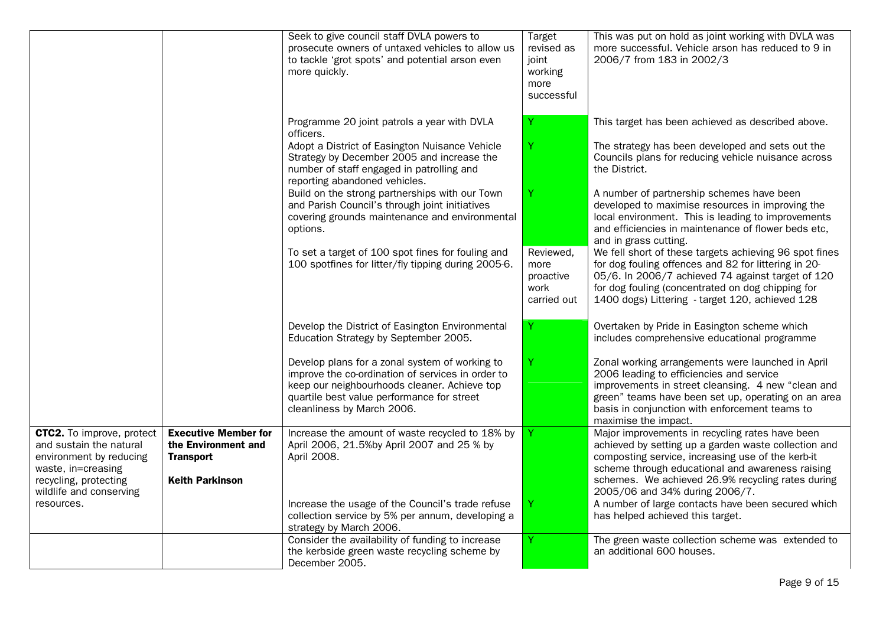| | | | | |
|---|---|---|---|---|
| | | Seek to give council staff DVLA powers to prosecute owners of untaxed vehicles to allow us to tackle 'grot spots' and potential arson even more quickly. | Target revised as joint working more successful | This was put on hold as joint working with DVLA was more successful. Vehicle arson has reduced to 9 in 2006/7 from 183 in 2002/3 |
| | | Programme 20 joint patrols a year with DVLA officers. | Y | This target has been achieved as described above. |
| | | Adopt a District of Easington Nuisance Vehicle Strategy by December 2005 and increase the number of staff engaged in patrolling and reporting abandoned vehicles. | Y | The strategy has been developed and sets out the Councils plans for reducing vehicle nuisance across the District. |
| | | Build on the strong partnerships with our Town and Parish Council's through joint initiatives covering grounds maintenance and environmental options. | Y | A number of partnership schemes have been developed to maximise resources in improving the local environment. This is leading to improvements and efficiencies in maintenance of flower beds etc, and in grass cutting. |
| | | To set a target of 100 spot fines for fouling and 100 spotfines for litter/fly tipping during 2005-6. | Reviewed, more proactive work carried out | We fell short of these targets achieving 96 spot fines for dog fouling offences and 82 for littering in 20-05/6. In 2006/7 achieved 74 against target of 120 for dog fouling (concentrated on dog chipping for 1400 dogs) Littering - target 120, achieved 128 |
| | | Develop the District of Easington Environmental Education Strategy by September 2005. | Y | Overtaken by Pride in Easington scheme which includes comprehensive educational programme |
| | | Develop plans for a zonal system of working to improve the co-ordination of services in order to keep our neighbourhoods cleaner. Achieve top quartile best value performance for street cleanliness by March 2006. | Y | Zonal working arrangements were launched in April 2006 leading to efficiencies and service improvements in street cleansing. 4 new "clean and green" teams have been set up, operating on an area basis in conjunction with enforcement teams to maximise the impact. |
| **CTC2.** To improve, protect and sustain the natural environment by reducing waste, in=creasing recycling, protecting wildlife and conserving resources. | **Executive Member for the Environment and Transport**<br><br>**Keith Parkinson** | Increase the amount of waste recycled to 18% by April 2006, 21.5%by April 2007 and 25 % by April 2008. | Y | Major improvements in recycling rates have been achieved by setting up a garden waste collection and composting service, increasing use of the kerb-it scheme through educational and awareness raising schemes. We achieved 26.9% recycling rates during 2005/06 and 34% during 2006/7. |
| | | Increase the usage of the Council's trade refuse collection service by 5% per annum, developing a strategy by March 2006. | Y | A number of large contacts have been secured which has helped achieved this target. |
| | | Consider the availability of funding to increase the kerbside green waste recycling scheme by December 2005. | Y | The green waste collection scheme was extended to an additional 600 houses. |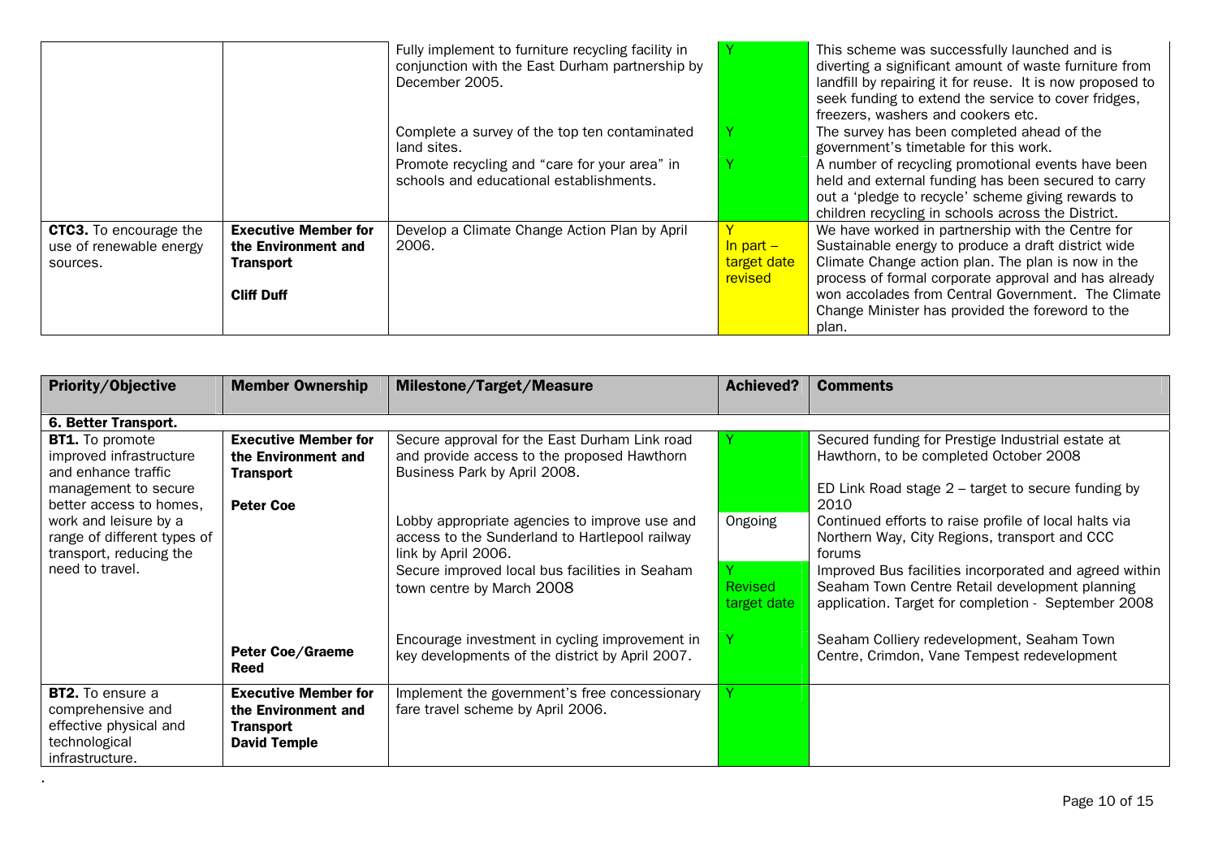| | | Milestone/Target/Measure | Achieved? | Comments |
|---|---|---|---|---|
| | | Fully implement to furniture recycling facility in conjunction with the East Durham partnership by December 2005. | Y | This scheme was successfully launched and is diverting a significant amount of waste furniture from landfill by repairing it for reuse. It is now proposed to seek funding to extend the service to cover fridges, freezers, washers and cookers etc. |
| | | Complete a survey of the top ten contaminated land sites. | Y | The survey has been completed ahead of the government's timetable for this work. |
| | | Promote recycling and "care for your area" in schools and educational establishments. | Y | A number of recycling promotional events have been held and external funding has been secured to carry out a 'pledge to recycle' scheme giving rewards to children recycling in schools across the District. |
| **CTC3.** To encourage the use of renewable energy sources. | **Executive Member for the Environment and Transport** **Cliff Duff** | Develop a Climate Change Action Plan by April 2006. | Y In part – target date revised | We have worked in partnership with the Centre for Sustainable energy to produce a draft district wide Climate Change action plan. The plan is now in the process of formal corporate approval and has already won accolades from Central Government. The Climate Change Minister has provided the foreword to the plan. |

| Priority/Objective | Member Ownership | Milestone/Target/Measure | Achieved? | Comments |
|---|---|---|---|---|
| **6. Better Transport.** | | | | |
| **BT1.** To promote improved infrastructure and enhance traffic management to secure better access to homes, work and leisure by a range of different types of transport, reducing the need to travel. | **Executive Member for the Environment and Transport** **Peter Coe** | Secure approval for the East Durham Link road and provide access to the proposed Hawthorn Business Park by April 2008. | Y | Secured funding for Prestige Industrial estate at Hawthorn, to be completed October 2008<br><br>ED Link Road stage 2 – target to secure funding by 2010 |
| | | Lobby appropriate agencies to improve use and access to the Sunderland to Hartlepool railway link by April 2006. | Ongoing | Continued efforts to raise profile of local halts via Northern Way, City Regions, transport and CCC forums |
| | | Secure improved local bus facilities in Seaham town centre by March 2008 | Y Revised target date | Improved Bus facilities incorporated and agreed within Seaham Town Centre Retail development planning application. Target for completion - September 2008 |
| | **Peter Coe/Graeme Reed** | Encourage investment in cycling improvement in key developments of the district by April 2007. | Y | Seaham Colliery redevelopment, Seaham Town Centre, Crimdon, Vane Tempest redevelopment |
| **BT2.** To ensure a comprehensive and effective physical and technological infrastructure. | **Executive Member for the Environment and Transport** **David Temple** | Implement the government's free concessionary fare travel scheme by April 2006. | Y | |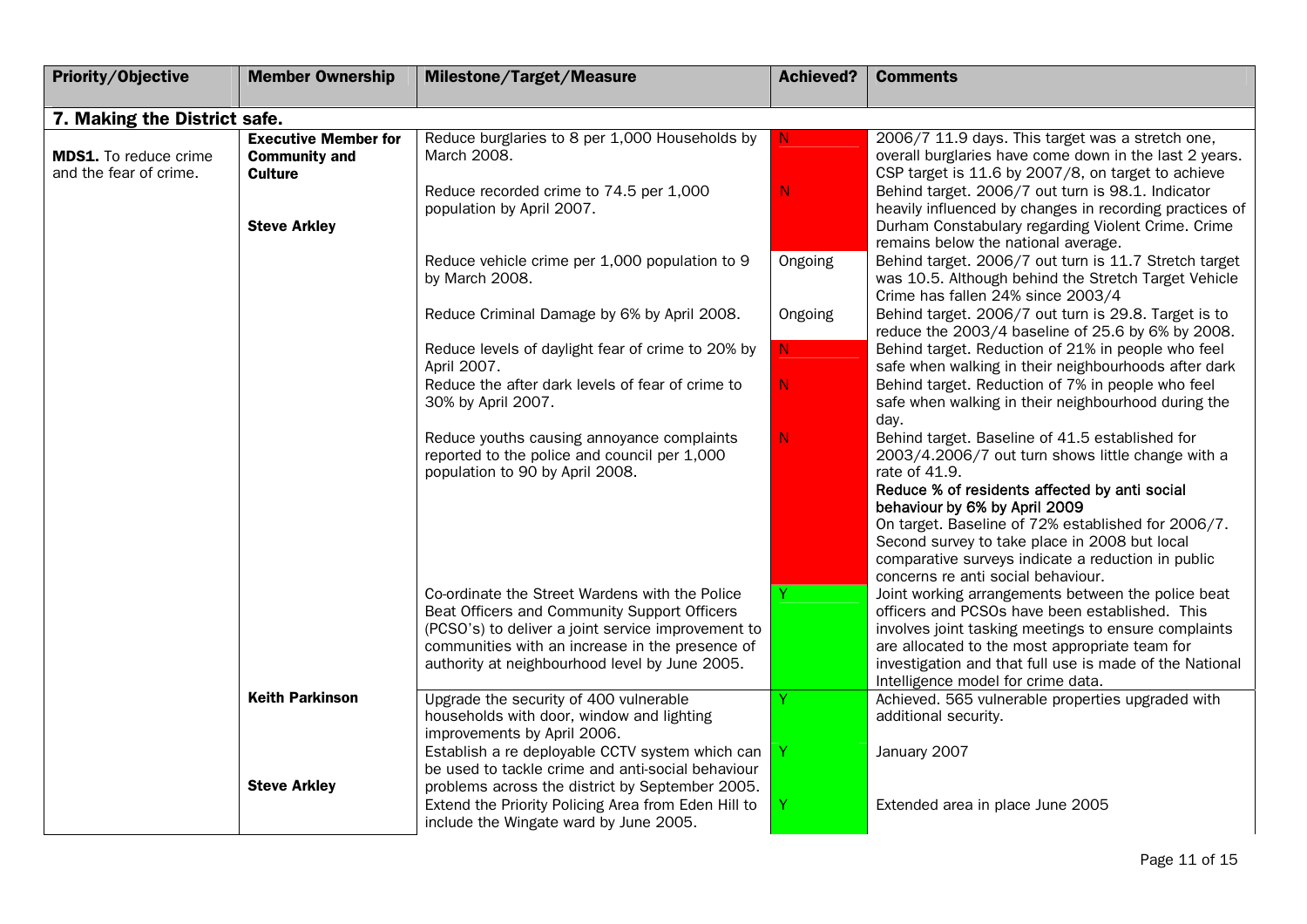| Priority/Objective | Member Ownership | Milestone/Target/Measure | Achieved? | Comments |
|---|---|---|---|---|
| **7. Making the District safe.** | | | | |
| **MDS1.** To reduce crime and the fear of crime. | **Executive Member for Community and Culture**<br><br>**Steve Arkley** | Reduce burglaries to 8 per 1,000 Households by March 2008. | N | 2006/7 11.9 days. This target was a stretch one, overall burglaries have come down in the last 2 years. CSP target is 11.6 by 2007/8, on target to achieve |
| | | Reduce recorded crime to 74.5 per 1,000 population by April 2007. | N | Behind target. 2006/7 out turn is 98.1. Indicator heavily influenced by changes in recording practices of Durham Constabulary regarding Violent Crime. Crime remains below the national average. |
| | | Reduce vehicle crime per 1,000 population to 9 by March 2008. | Ongoing | Behind target. 2006/7 out turn is 11.7 Stretch target was 10.5. Although behind the Stretch Target Vehicle Crime has fallen 24% since 2003/4 |
| | | Reduce Criminal Damage by 6% by April 2008. | Ongoing | Behind target. 2006/7 out turn is 29.8. Target is to reduce the 2003/4 baseline of 25.6 by 6% by 2008. |
| | | Reduce levels of daylight fear of crime to 20% by April 2007. | N | Behind target. Reduction of 21% in people who feel safe when walking in their neighbourhoods after dark |
| | | Reduce the after dark levels of fear of crime to 30% by April 2007. | N | Behind target. Reduction of 7% in people who feel safe when walking in their neighbourhood during the day. |
| | | Reduce youths causing annoyance complaints reported to the police and council per 1,000 population to 90 by April 2008. | N | Behind target. Baseline of 41.5 established for 2003/4.2006/7 out turn shows little change with a rate of 41.9.<br>**Reduce % of residents affected by anti social behaviour by 6% by April 2009**<br>On target. Baseline of 72% established for 2006/7. Second survey to take place in 2008 but local comparative surveys indicate a reduction in public concerns re anti social behaviour. |
| | | Co-ordinate the Street Wardens with the Police Beat Officers and Community Support Officers (PCSO's) to deliver a joint service improvement to communities with an increase in the presence of authority at neighbourhood level by June 2005. | Y | Joint working arrangements between the police beat officers and PCSOs have been established. This involves joint tasking meetings to ensure complaints are allocated to the most appropriate team for investigation and that full use is made of the National Intelligence model for crime data. |
| | **Keith Parkinson** | Upgrade the security of 400 vulnerable households with door, window and lighting improvements by April 2006. | Y | Achieved. 565 vulnerable properties upgraded with additional security. |
| | **Steve Arkley** | Establish a re deployable CCTV system which can be used to tackle crime and anti-social behaviour problems across the district by September 2005. | Y | January 2007 |
| | | Extend the Priority Policing Area from Eden Hill to include the Wingate ward by June 2005. | Y | Extended area in place June 2005 |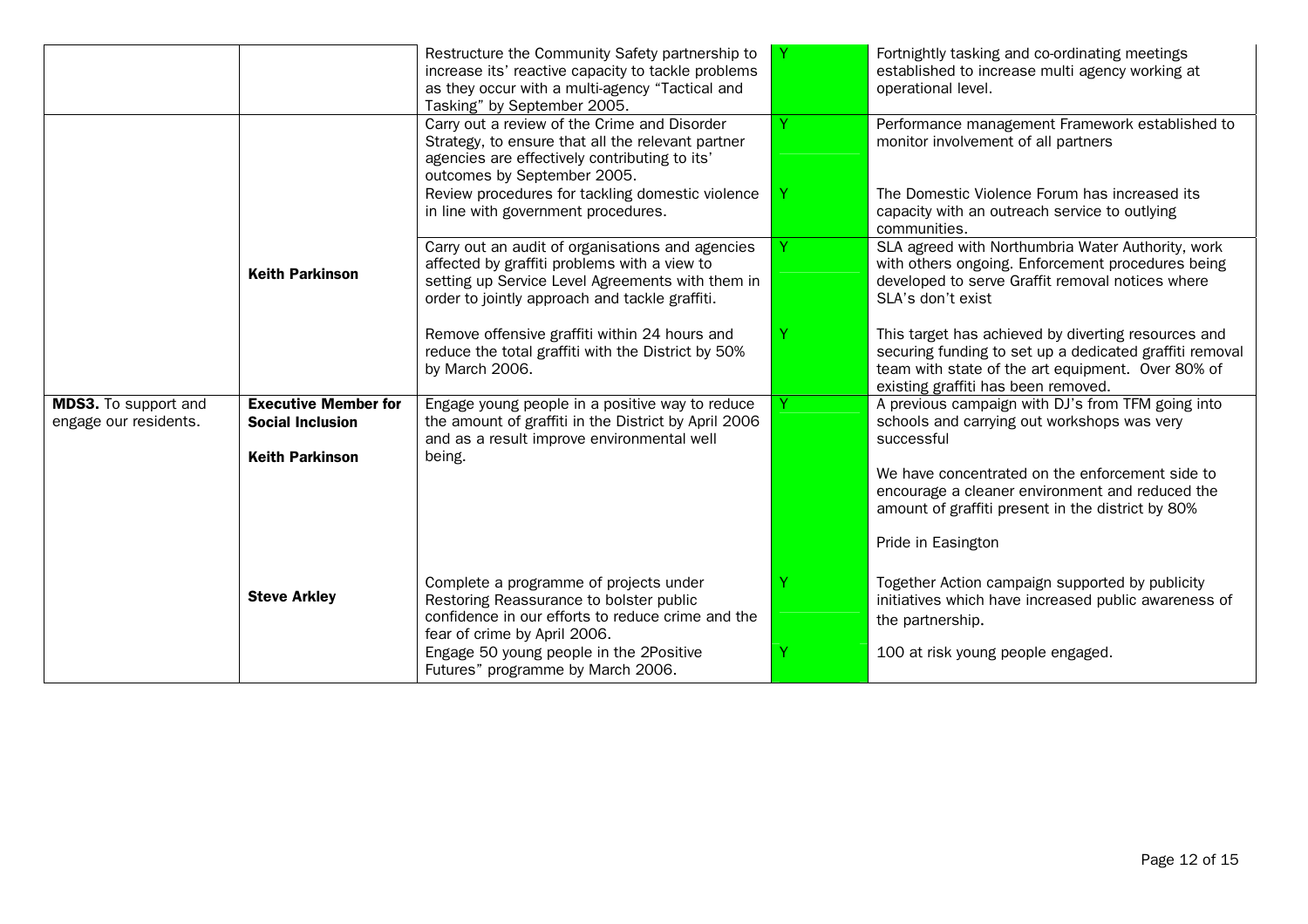| | | | | |
|---|---|---|---|---|
| | | Restructure the Community Safety partnership to increase its' reactive capacity to tackle problems as they occur with a multi-agency "Tactical and Tasking" by September 2005. | Y | Fortnightly tasking and co-ordinating meetings established to increase multi agency working at operational level. |
| | **Keith Parkinson** | Carry out a review of the Crime and Disorder Strategy, to ensure that all the relevant partner agencies are effectively contributing to its' outcomes by September 2005. | Y | Performance management Framework established to monitor involvement of all partners |
| | | Review procedures for tackling domestic violence in line with government procedures. | Y | The Domestic Violence Forum has increased its capacity with an outreach service to outlying communities. |
| | | Carry out an audit of organisations and agencies affected by graffiti problems with a view to setting up Service Level Agreements with them in order to jointly approach and tackle graffiti. | Y | SLA agreed with Northumbria Water Authority, work with others ongoing. Enforcement procedures being developed to serve Graffit removal notices where SLA's don't exist |
| | | Remove offensive graffiti within 24 hours and reduce the total graffiti with the District by 50% by March 2006. | Y | This target has achieved by diverting resources and securing funding to set up a dedicated graffiti removal team with state of the art equipment. Over 80% of existing graffiti has been removed. |
| **MDS3.** To support and engage our residents. | **Executive Member for Social Inclusion**<br><br>**Keith Parkinson** | Engage young people in a positive way to reduce the amount of graffiti in the District by April 2006 and as a result improve environmental well being. | Y | A previous campaign with DJ's from TFM going into schools and carrying out workshops was very successful<br><br>We have concentrated on the enforcement side to encourage a cleaner environment and reduced the amount of graffiti present in the district by 80%<br><br>Pride in Easington |
| | **Steve Arkley** | Complete a programme of projects under Restoring Reassurance to bolster public confidence in our efforts to reduce crime and the fear of crime by April 2006. | Y | Together Action campaign supported by publicity initiatives which have increased public awareness of the partnership. |
| | | Engage 50 young people in the 2Positive Futures" programme by March 2006. | Y | 100 at risk young people engaged. |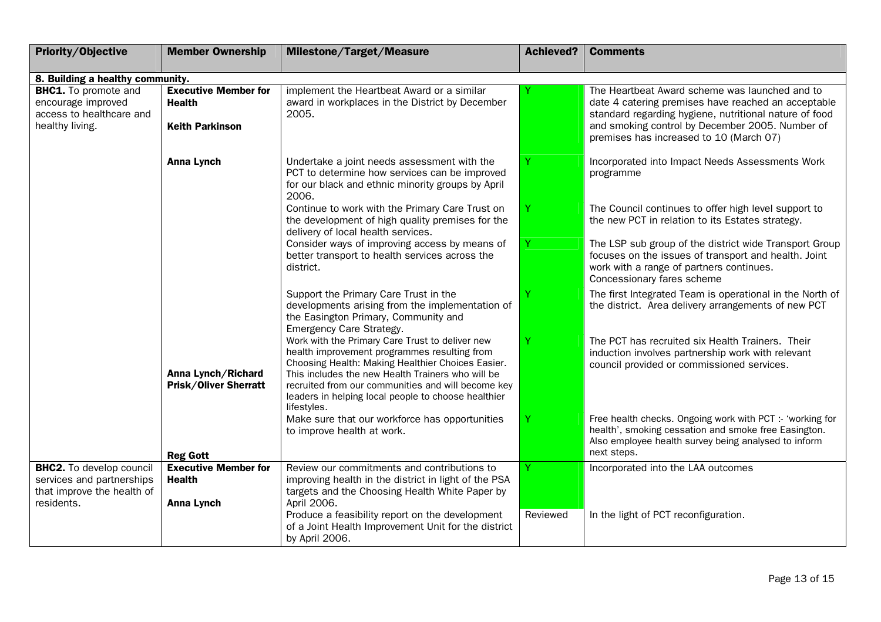| Priority/Objective | Member Ownership | Milestone/Target/Measure | Achieved? | Comments |
|---|---|---|---|---|
| **8. Building a healthy community.** | | | | |
| **BHC1.** To promote and encourage improved access to healthcare and healthy living. | **Executive Member for Health** **Keith Parkinson** | implement the Heartbeat Award or a similar award in workplaces in the District by December 2005. | Y | The Heartbeat Award scheme was launched and to date 4 catering premises have reached an acceptable standard regarding hygiene, nutritional nature of food and smoking control by December 2005. Number of premises has increased to 10 (March 07) |
| | **Anna Lynch** | Undertake a joint needs assessment with the PCT to determine how services can be improved for our black and ethnic minority groups by April 2006. | Y | Incorporated into Impact Needs Assessments Work programme |
| | | Continue to work with the Primary Care Trust on the development of high quality premises for the delivery of local health services. | Y | The Council continues to offer high level support to the new PCT in relation to its Estates strategy. |
| | | Consider ways of improving access by means of better transport to health services across the district. | Y | The LSP sub group of the district wide Transport Group focuses on the issues of transport and health. Joint work with a range of partners continues. Concessionary fares scheme |
| | | Support the Primary Care Trust in the developments arising from the implementation of the Easington Primary, Community and Emergency Care Strategy. | Y | The first Integrated Team is operational in the North of the district. Area delivery arrangements of new PCT |
| | **Anna Lynch/Richard Prisk/Oliver Sherratt** | Work with the Primary Care Trust to deliver new health improvement programmes resulting from Choosing Health: Making Healthier Choices Easier. This includes the new Health Trainers who will be recruited from our communities and will become key leaders in helping local people to choose healthier lifestyles. | Y | The PCT has recruited six Health Trainers. Their induction involves partnership work with relevant council provided or commissioned services. |
| | **Reg Gott** | Make sure that our workforce has opportunities to improve health at work. | Y | Free health checks. Ongoing work with PCT :- 'working for health', smoking cessation and smoke free Easington. Also employee health survey being analysed to inform next steps. |
| **BHC2.** To develop council services and partnerships that improve the health of residents. | **Executive Member for Health** **Anna Lynch** | Review our commitments and contributions to improving health in the district in light of the PSA targets and the Choosing Health White Paper by April 2006. | Y | Incorporated into the LAA outcomes |
| | | Produce a feasibility report on the development of a Joint Health Improvement Unit for the district by April 2006. | Reviewed | In the light of PCT reconfiguration. |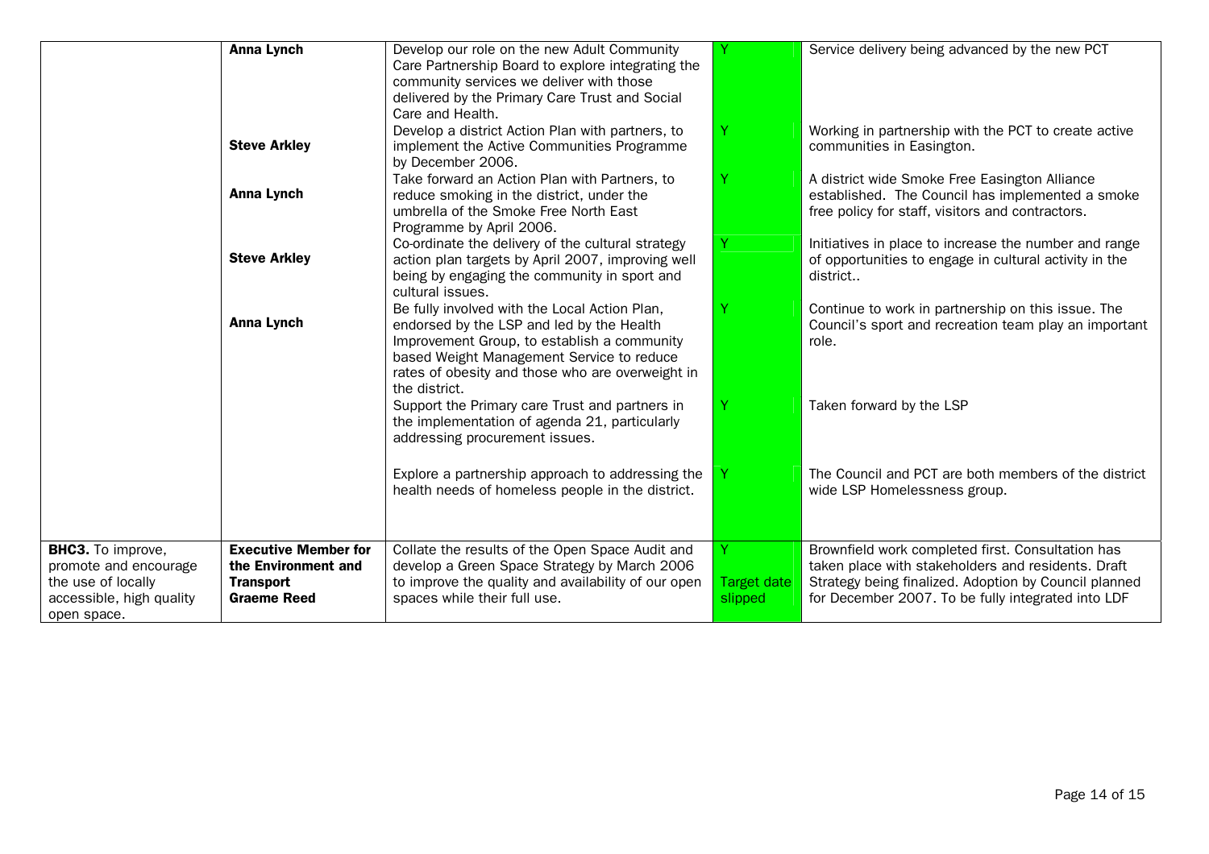| | | | | |
|---|---|---|---|---|
| | **Anna Lynch** | Develop our role on the new Adult Community Care Partnership Board to explore integrating the community services we deliver with those delivered by the Primary Care Trust and Social Care and Health. | Y | Service delivery being advanced by the new PCT |
| | **Steve Arkley** | Develop a district Action Plan with partners, to implement the Active Communities Programme by December 2006. | Y | Working in partnership with the PCT to create active communities in Easington. |
| | **Anna Lynch** | Take forward an Action Plan with Partners, to reduce smoking in the district, under the umbrella of the Smoke Free North East Programme by April 2006. | Y | A district wide Smoke Free Easington Alliance established. The Council has implemented a smoke free policy for staff, visitors and contractors. |
| | **Steve Arkley** | Co-ordinate the delivery of the cultural strategy action plan targets by April 2007, improving well being by engaging the community in sport and cultural issues. | Y | Initiatives in place to increase the number and range of opportunities to engage in cultural activity in the district.. |
| | **Anna Lynch** | Be fully involved with the Local Action Plan, endorsed by the LSP and led by the Health Improvement Group, to establish a community based Weight Management Service to reduce rates of obesity and those who are overweight in the district. | Y | Continue to work in partnership on this issue. The Council's sport and recreation team play an important role. |
| | | Support the Primary care Trust and partners in the implementation of agenda 21, particularly addressing procurement issues. | Y | Taken forward by the LSP |
| | | Explore a partnership approach to addressing the health needs of homeless people in the district. | Y | The Council and PCT are both members of the district wide LSP Homelessness group. |
| **BHC3.** To improve, promote and encourage the use of locally accessible, high quality open space. | **Executive Member for the Environment and Transport Graeme Reed** | Collate the results of the Open Space Audit and develop a Green Space Strategy by March 2006 to improve the quality and availability of our open spaces while their full use. | Y<br>Target date slipped | Brownfield work completed first. Consultation has taken place with stakeholders and residents. Draft Strategy being finalized. Adoption by Council planned for December 2007. To be fully integrated into LDF |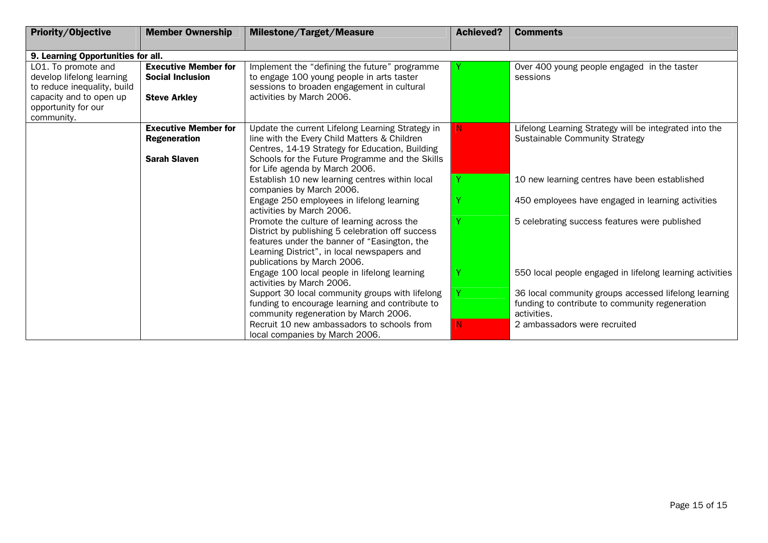| Priority/Objective | Member Ownership | Milestone/Target/Measure | Achieved? | Comments |
|---|---|---|---|---|
| **9. Learning Opportunities for all.** | | | | |
| LO1. To promote and develop lifelong learning to reduce inequality, build capacity and to open up opportunity for our community. | **Executive Member for Social Inclusion** **Steve Arkley** | Implement the "defining the future" programme to engage 100 young people in arts taster sessions to broaden engagement in cultural activities by March 2006. | Y | Over 400 young people engaged in the taster sessions |
| | **Executive Member for Regeneration** **Sarah Slaven** | Update the current Lifelong Learning Strategy in line with the Every Child Matters & Children Centres, 14-19 Strategy for Education, Building Schools for the Future Programme and the Skills for Life agenda by March 2006. | N | Lifelong Learning Strategy will be integrated into the Sustainable Community Strategy |
| | | Establish 10 new learning centres within local companies by March 2006. | Y | 10 new learning centres have been established |
| | | Engage 250 employees in lifelong learning activities by March 2006. | Y | 450 employees have engaged in learning activities |
| | | Promote the culture of learning across the District by publishing 5 celebration off success features under the banner of "Easington, the Learning District", in local newspapers and publications by March 2006. | Y | 5 celebrating success features were published |
| | | Engage 100 local people in lifelong learning activities by March 2006. | Y | 550 local people engaged in lifelong learning activities |
| | | Support 30 local community groups with lifelong funding to encourage learning and contribute to community regeneration by March 2006. | Y | 36 local community groups accessed lifelong learning funding to contribute to community regeneration activities. |
| | | Recruit 10 new ambassadors to schools from local companies by March 2006. | N | 2 ambassadors were recruited |